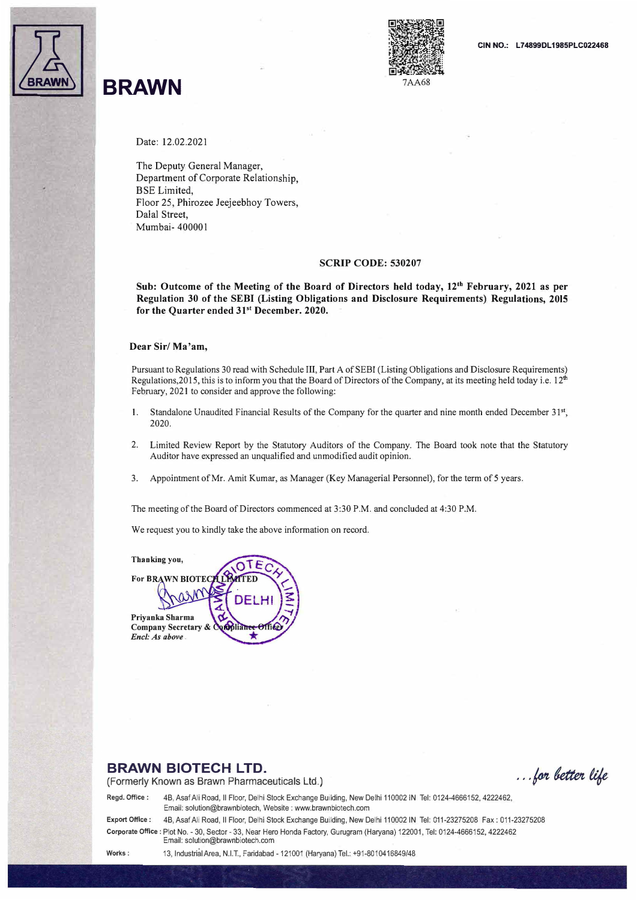# BRAWN

7AA68

CIN NO.: L74899DL1985PLC022468

Date: 12.02.2021

The Deputy General Manager,
Department of Corporate Relationship,
BSE Limited,
Floor 25, Phirozee Jeejeebhoy Towers,
Dalal Street,
Mumbai- 400001

**SCRIP CODE: 530207**

**Sub: Outcome of the Meeting of the Board of Directors held today, 12th February, 2021 as per Regulation 30 of the SEBI (Listing Obligations and Disclosure Requirements) Regulations, 2015 for the Quarter ended 31st December. 2020.**

**Dear Sir/ Ma'am,**

Pursuant to Regulations 30 read with Schedule III, Part A of SEBI (Listing Obligations and Disclosure Requirements) Regulations,2015, this is to inform you that the Board of Directors of the Company, at its meeting held today i.e. 12th February, 2021 to consider and approve the following:

1. Standalone Unaudited Financial Results of the Company for the quarter and nine month ended December 31st, 2020.
2. Limited Review Report by the Statutory Auditors of the Company. The Board took note that the Statutory Auditor have expressed an unqualified and unmodified audit opinion.
3. Appointment of Mr. Amit Kumar, as Manager (Key Managerial Personnel), for the term of 5 years.

The meeting of the Board of Directors commenced at 3:30 P.M. and concluded at 4:30 P.M.

We request you to kindly take the above information on record.

**Thanking you,**

**For BRAWN BIOTECH LIMITED**

**Priyanka Sharma**
**Company Secretary & Compliance Officer**
***Encl: As above***

## BRAWN BIOTECH LTD.

(Formerly Known as Brawn Pharmaceuticals Ltd.)

*...for better life*

**Regd. Office :** 4B, Asaf Ali Road, II Floor, Delhi Stock Exchange Building, New Delhi 110002 IN Tel: 0124-4666152, 4222462, Email: solution@brawnbiotech, Website : www.brawnbiotech.com

**Export Office :** 4B, Asaf Ali Road, II Floor, Delhi Stock Exchange Building, New Delhi 110002 IN Tel: 011-23275208 Fax : 011-23275208

**Corporate Office :** Plot No. - 30, Sector - 33, Near Hero Honda Factory, Gurugram (Haryana) 122001, Tel: 0124-4666152, 4222462 Email: solution@brawnbiotech.com

**Works :** 13, Industrial Area, N.I.T., Faridabad - 121001 (Haryana) Tel.: +91-8010416849/48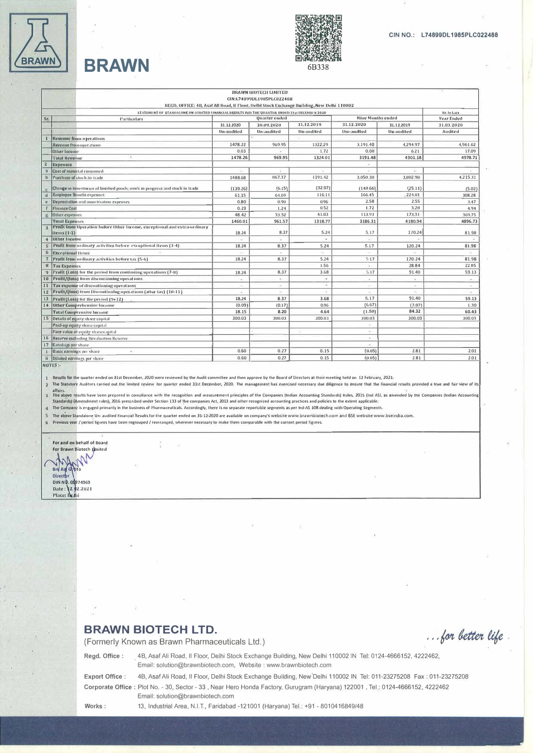CIN NO.: L74899DL1985PLC022468

# BRAWN

6B338

**BRAWN BIOTECH LIMITED**
CIN:L74899DL1985PLC022468
REGD. OFFICE: 4B, Asaf Ali Road, II Floor, Delhi Stock Exchange Building, New Delhi 110002

STATEMENT OF STANDALONE UN-AUDITED FINANCIAL RESULTS FOR THE QUARTER ENDED 31st DECEMBER 2020

Rs. In Lacs

| Sr. | Particulars | Quarter ended | | | Nine Months ended | | Year Ended |
|---|---|---|---|---|---|---|---|
| | | 31.12.2020 | 30.09.2020 | 31.12.2019 | 31.12.2020 | 31.12.2019 | 31.03.2020 |
| | | Un-audited | Un-audited | Un-audited | Un-audited | Un-audited | Audited |
| 1 | **Revenue from operations** | | | | | | |
| | Revenue from operations | 1478.22 | 969.95 | 1322.29 | 3,191.40 | 4,294.97 | 4,961.62 |
| | Other Income | 0.03 | - | 1.72 | 0.08 | 6.21 | 17.09 |
| | **Total Revenue** | 1478.26 | 969.95 | 1324.01 | 3191.48 | 4301.18 | 4978.71 |
| 2 | **Expenses** | | | | | | |
| a | Cost of material consumed | - | - | - | - | - | - |
| b | Purchase of stock-in-trade | 1488.68 | 867.37 | 1191.42 | 3,050.30 | 3,802.90 | 4,215.31 |
| c | Change in inventories of finished goods, work in progress and stock in trade | (139.26) | (6.15) | (32.07) | (148.66) | (25.11) | (5.02) |
| d | Employee Benefit expenses | 61.15 | 64.69 | 116.11 | 166.45 | 224.01 | 308.28 |
| e | Depreciation and amortisation expenses | 0.80 | 0.90 | 0.96 | 2.58 | 2.55 | 3.47 |
| f | Finance Cost | 0.23 | 1.24 | 0.52 | 1.72 | 3.28 | 4.94 |
| g | Other expenses | 48.42 | 33.52 | 41.83 | 113.93 | 173.31 | 369.75 |
| | **Total Expenses** | 1460.01 | 961.57 | 1318.77 | 3186.31 | 4180.94 | 4896.73 |
| 3 | Profit from Operation before Other Income, exceptional and extra-ordinary Items (1-2) | 18.24 | 8.37 | 5.24 | 5.17 | 120.24 | 81.98 |
| 4 | Other Income | - | - | - | - | - | - |
| 5 | Profit from ordinary activities before exceptional items (3-4) | 18.24 | 8.37 | 5.24 | 5.17 | 120.24 | 81.98 |
| 6 | Exceptional Items | - | - | - | - | - | - |
| 7 | Profit from ordinary activities before tax (5-6) | 18.24 | 8.37 | 5.24 | 5.17 | 120.24 | 81.98 |
| 8 | Tax Expenses | | | 1.56 | - | 28.84 | 22.85 |
| 9 | Profit (Loss) for the period from continuing operations (7-8) | 18.24 | 8.37 | 3.68 | 5.17 | 91.40 | 59.13 |
| 10 | Profit/(loss) from discontinuing operations | - | - | - | - | - | - |
| 11 | Tax expense of discontinuing operations | - | - | - | - | - | - |
| 12 | Profit/(loss) from Discontinuing operations (after tax) (10-11) | - | - | - | - | - | - |
| 13 | Profit(Loss) for the period (9+12) | 18.24 | 8.37 | 3.68 | 5.17 | 91.40 | 59.13 |
| 14 | Other Comprehensive Income | (0.09) | (0.17) | 0.96 | (6.67) | (7.07) | 1.30 |
| | Total Comprehensive Income | 18.15 | 8.20 | 4.64 | (1.50) | 84.32 | 60.43 |
| 15 | Details of equity share capital | 300.03 | 300.03 | 300.03 | 300.03 | 300.03 | 300.03 |
| | Paid-up equity share capital | | | | - | | |
| | Face value of equity share capital | | - | - | - | | |
| 16 | Reserve excluding Revaluation Reserve | | | | - | | |
| 17 | Earnings per share | | | | - | | |
| i | Basic earnings per share | 0.60 | 0.27 | 0.15 | (0.05) | 2.81 | 2.01 |
| ii | Diluted earnings per share | 0.60 | 0.27 | 0.15 | (0.05) | 2.81 | 2.01 |

NOTES :-

1. Results for the quarter ended on 31st December, 2020 were reviewed by the Audit committee and then approve by the Board of Directors at their meeting held on 12 February, 2021.
2. The Statutory Auditors carried out the limited review for quarter ended 31st December, 2020. The management has exercised necessary due diligence to ensure that the financial results provided a true and fair view of its affairs.
3. The above results have been prepared in compliance with the recognition and measurement principles of the Companies (Indian Accounting Standards) Rules, 2015 (Ind AS), as amended by the Companies (Indian Accounting Standards) (Amendment rules), 2016 prescribed under Section 133 of the companies Act, 2013 and other recognized accounting practices and policies to the extent applicable.
4. The Company is engaged primarily in the business of Pharmaceuticals. Accordingly, there is no separate reportable segments as per Ind-AS 108 dealing with Operating Segments.
5. The above Standalone Un- audited Financial Results for the quarter ended on 31-12-2020 are available on company's website www.brawnbiotech.com and BSE website www.bseindia.com.
6. Previous year / period figures have been regrouped / rearranged, wherever necessary to make them comparable with the current period figures.

For and on behalf of Board
For Brawn Biotech Limited

Brij Raj Gupta
Director
DIN NO. 00974969
Date : 12.02.2021
Place: Delhi

## BRAWN BIOTECH LTD.
(Formerly Known as Brawn Pharmaceuticals Ltd.)

*...for better life*

**Regd. Office :** 4B, Asaf Ali Road, II Floor, Delhi Stock Exchange Building, New Delhi 110002 IN Tel: 0124-4666152, 4222462, Email: solution@brawnbiotech.com, Website : www.brawnbiotech.com

**Export Office :** 4B, Asaf Ali Road, II Floor, Delhi Stock Exchange Building, New Delhi 110002 IN Tel: 011-23275208 Fax : 011-23275208

**Corporate Office :** Plot No. - 30, Sector - 33, Near Hero Honda Factory, Gurugram (Haryana) 122001, Tel.: 0124-4666152, 4222462 Email: solution@brawnbiotech.com

**Works :** 13, Industrial Area, N.I.T., Faridabad -121001 (Haryana) Tel.: +91 - 8010416849/48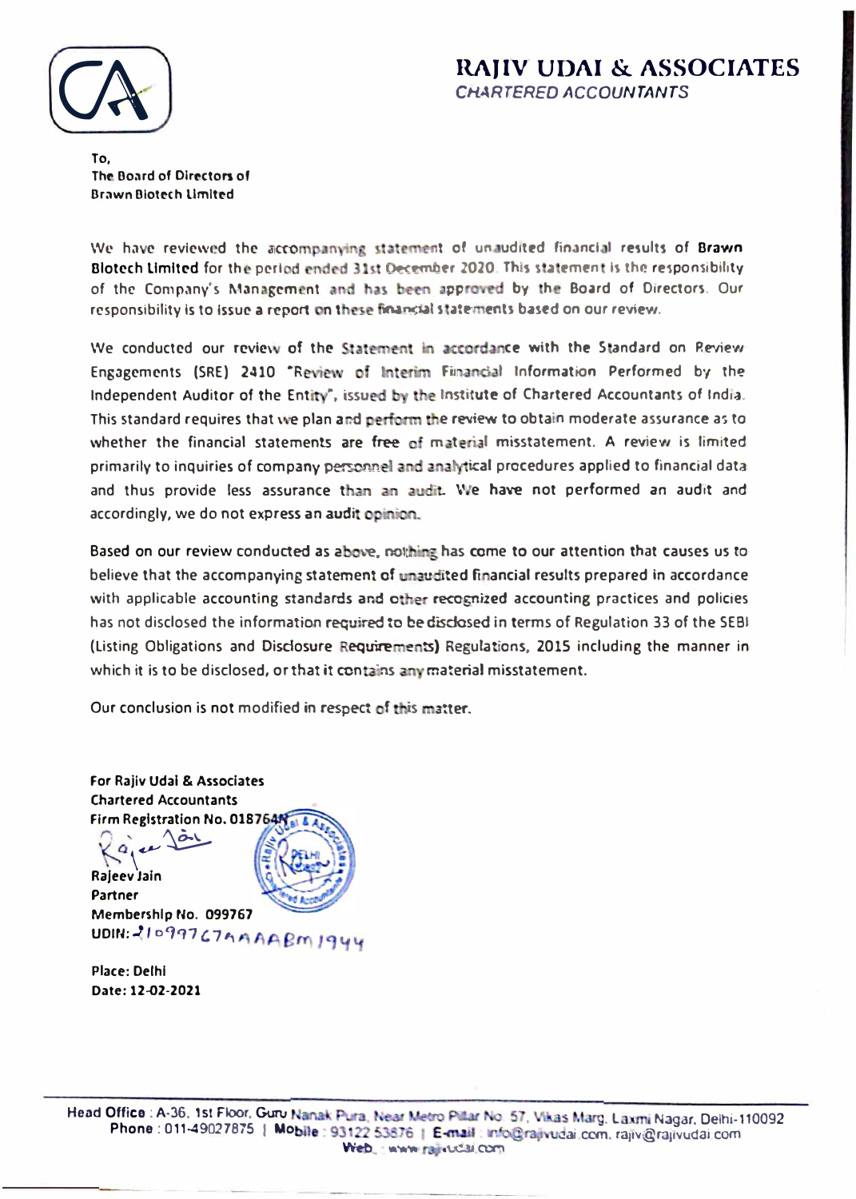# RAJIV UDAI & ASSOCIATES

*CHARTERED ACCOUNTANTS*

To,
The Board of Directors of
Brawn Biotech Limited

We have reviewed the accompanying statement of unaudited financial results of **Brawn Biotech Limited** for the period ended 31st December 2020. This statement is the responsibility of the Company's Management and has been approved by the Board of Directors. Our responsibility is to issue a report on these financial statements based on our review.

We conducted our review of the Statement in accordance with the Standard on Review Engagements (SRE) 2410 "Review of Interim Financial Information Performed by the Independent Auditor of the Entity", issued by the Institute of Chartered Accountants of India. This standard requires that we plan and perform the review to obtain moderate assurance as to whether the financial statements are free of material misstatement. A review is limited primarily to inquiries of company personnel and analytical procedures applied to financial data and thus provide less assurance than an audit. We have not performed an audit and accordingly, we do not express an audit opinion.

Based on our review conducted as above, nothing has come to our attention that causes us to believe that the accompanying statement of unaudited financial results prepared in accordance with applicable accounting standards and other recognized accounting practices and policies has not disclosed the information required to be disclosed in terms of Regulation 33 of the SEBI (Listing Obligations and Disclosure Requirements) Regulations, 2015 including the manner in which it is to be disclosed, or that it contains any material misstatement.

Our conclusion is not modified in respect of this matter.

**For Rajiv Udai & Associates**
**Chartered Accountants**
**Firm Registration No. 018764N**

**Rajeev Jain**
**Partner**
**Membership No. 099767**
**UDIN:** 21099767AAAABM1944

**Place: Delhi**
**Date: 12-02-2021**

Head Office : A-36, 1st Floor, Guru Nanak Pura, Near Metro Pillar No. 57, Vikas Marg, Laxmi Nagar, Delhi-110092
Phone : 011-49027875 | Mobile : 93122 53876 | E-mail : info@rajivudai.com, rajiv@rajivudai.com
Web : www.rajivudai.com